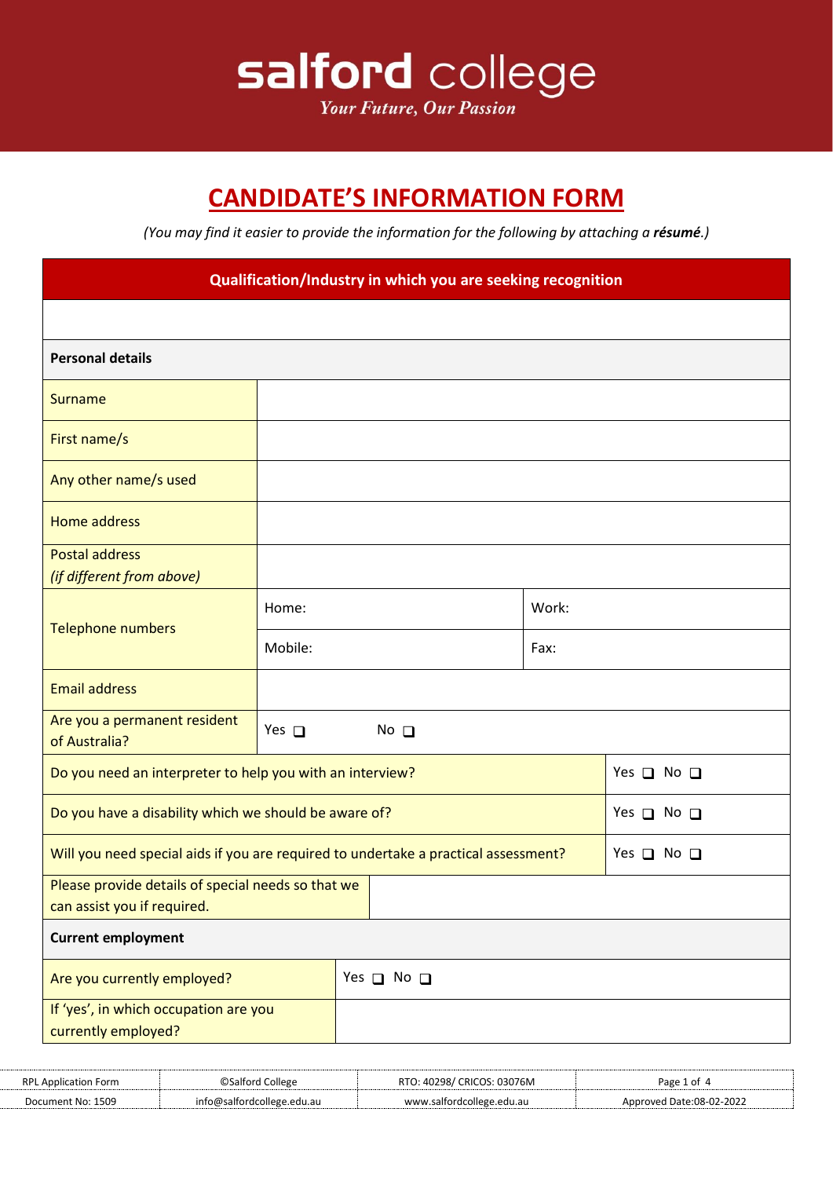# salford college

*Your Future, Our Passion*

## CANDIDATE'S INFORMATION FORM

*(You may find it easier to provide the information for the following by attaching a **résumé**.)*

| **Qualification/Industry in which you are seeking recognition** | | | |
|---|---|---|---|
| | | | |
| **Personal details** | | | |
| Surname | | | |
| First name/s | | | |
| Any other name/s used | | | |
| Home address | | | |
| Postal address *(if different from above)* | | | |
| Telephone numbers | Home: | Work: | |
| | Mobile: | Fax: | |
| Email address | | | |
| Are you a permanent resident of Australia? | Yes ❑ No ❑ | | |
| Do you need an interpreter to help you with an interview? | | | Yes ❑ No ❑ |
| Do you have a disability which we should be aware of? | | | Yes ❑ No ❑ |
| Will you need special aids if you are required to undertake a practical assessment? | | | Yes ❑ No ❑ |
| Please provide details of special needs so that we can assist you if required. | | | |
| **Current employment** | | | |
| Are you currently employed? | Yes ❑ No ❑ | | |
| If 'yes', in which occupation are you currently employed? | | | |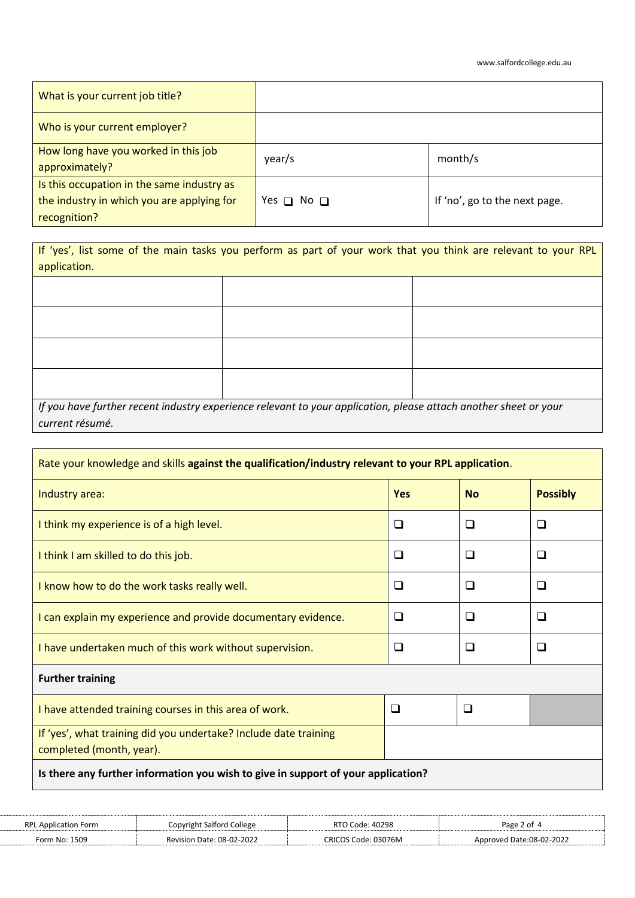| What is your current job title? | | |
|---|---|---|
| Who is your current employer? | | |
| How long have you worked in this job approximately? | year/s | month/s |
| Is this occupation in the same industry as the industry in which you are applying for recognition? | Yes ❑ No ❑ | If 'no', go to the next page. |

| If 'yes', list some of the main tasks you perform as part of your work that you think are relevant to your RPL application. | | |
|---|---|---|
| | | |
| | | |
| | | |
| | | |
| *If you have further recent industry experience relevant to your application, please attach another sheet or your current résumé.* | | |

| Rate your knowledge and skills **against the qualification/industry relevant to your RPL application**. | | | |
|---|---|---|---|
| Industry area: | **Yes** | **No** | **Possibly** |
| I think my experience is of a high level. | ❑ | ❑ | ❑ |
| I think I am skilled to do this job. | ❑ | ❑ | ❑ |
| I know how to do the work tasks really well. | ❑ | ❑ | ❑ |
| I can explain my experience and provide documentary evidence. | ❑ | ❑ | ❑ |
| I have undertaken much of this work without supervision. | ❑ | ❑ | ❑ |
| **Further training** | | | |
| I have attended training courses in this area of work. | ❑ | ❑ | |
| If 'yes', what training did you undertake? Include date training completed (month, year). | | | |
| **Is there any further information you wish to give in support of your application?** | | | |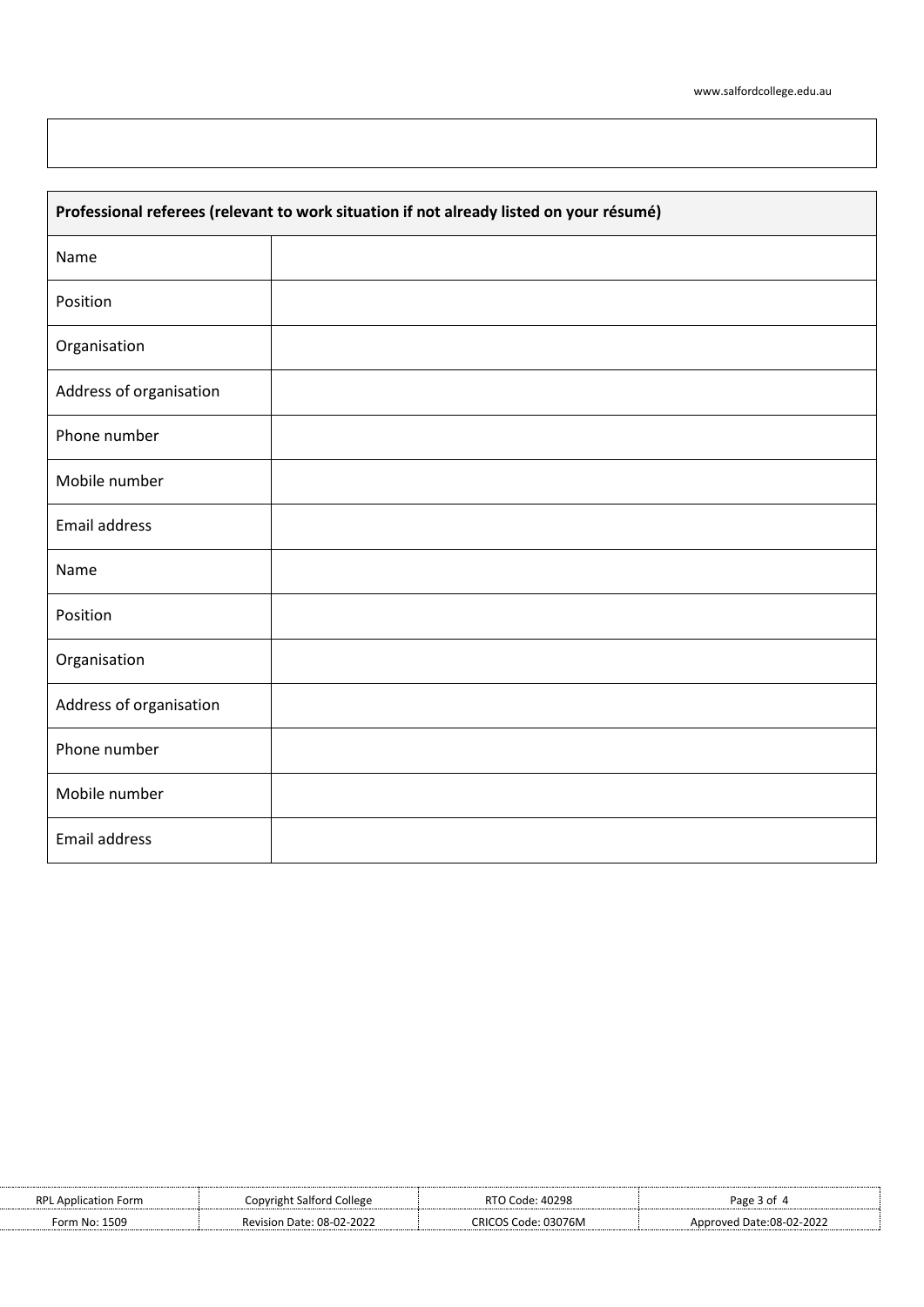| Professional referees (relevant to work situation if not already listed on your résumé) | |
|---|---|
| Name | |
| Position | |
| Organisation | |
| Address of organisation | |
| Phone number | |
| Mobile number | |
| Email address | |
| Name | |
| Position | |
| Organisation | |
| Address of organisation | |
| Phone number | |
| Mobile number | |
| Email address | |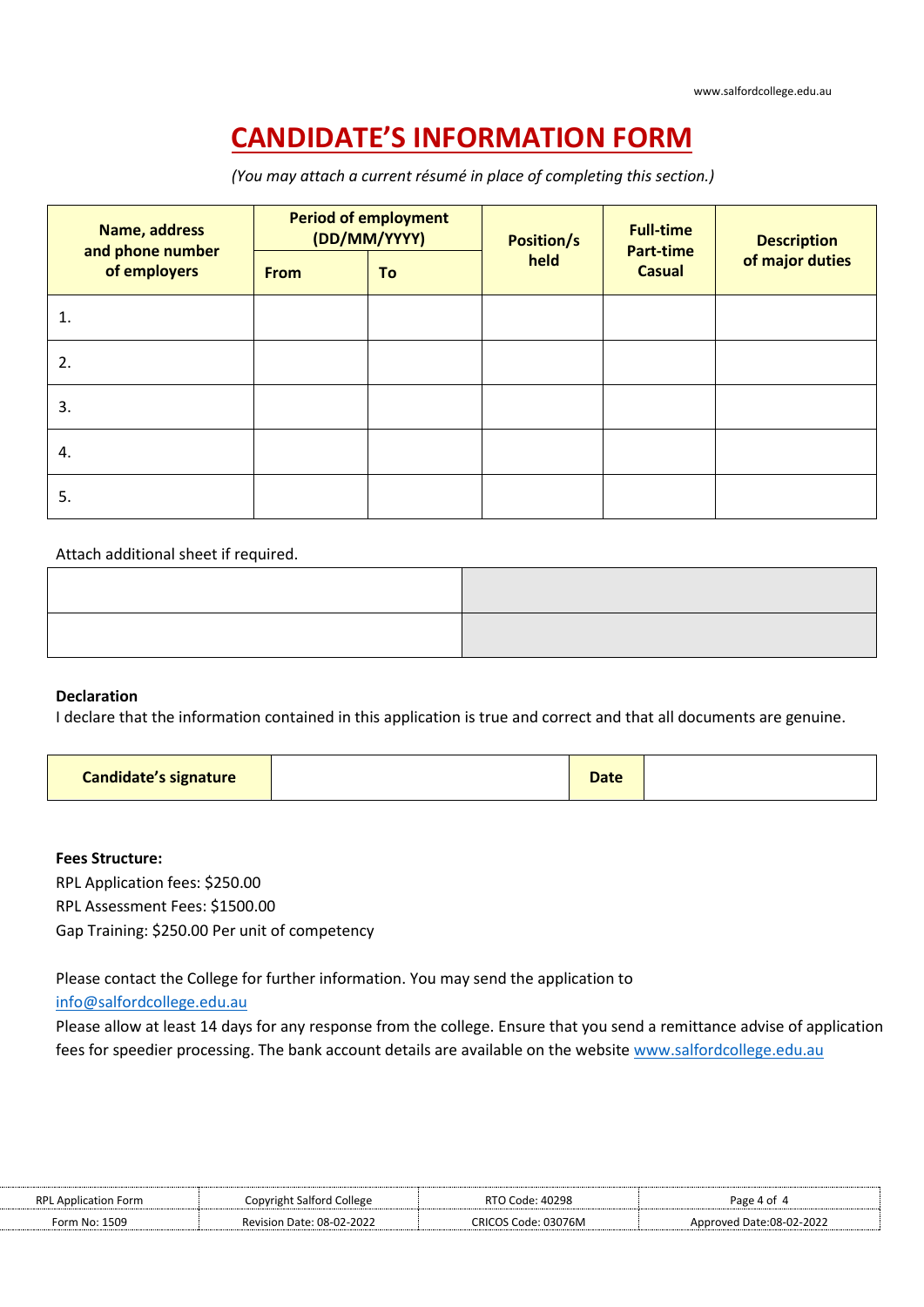www.salfordcollege.edu.au

# CANDIDATE'S INFORMATION FORM

*(You may attach a current résumé in place of completing this section.)*

| Name, address and phone number of employers | Period of employment (DD/MM/YYYY) | | Position/s held | Full-time Part-time Casual | Description of major duties |
|---|---|---|---|---|---|
| | From | To | | | |
| 1. | | | | | |
| 2. | | | | | |
| 3. | | | | | |
| 4. | | | | | |
| 5. | | | | | |

Attach additional sheet if required.

| | |
|---|---|
| | |
| | |

**Declaration**
I declare that the information contained in this application is true and correct and that all documents are genuine.

| Candidate's signature | | Date | |
|---|---|---|---|

**Fees Structure:**
RPL Application fees: $250.00
RPL Assessment Fees: $1500.00
Gap Training: $250.00 Per unit of competency

Please contact the College for further information. You may send the application to info@salfordcollege.edu.au
Please allow at least 14 days for any response from the college. Ensure that you send a remittance advise of application fees for speedier processing. The bank account details are available on the website www.salfordcollege.edu.au

| | | | |
|---|---|---|---|
| RPL Application Form | Copyright Salford College | RTO Code: 40298 | |
| Form No: 1509 | Revision Date: 08-02-2022 | CRICOS Code: 03076M | Approved Date:08-02-2022 |